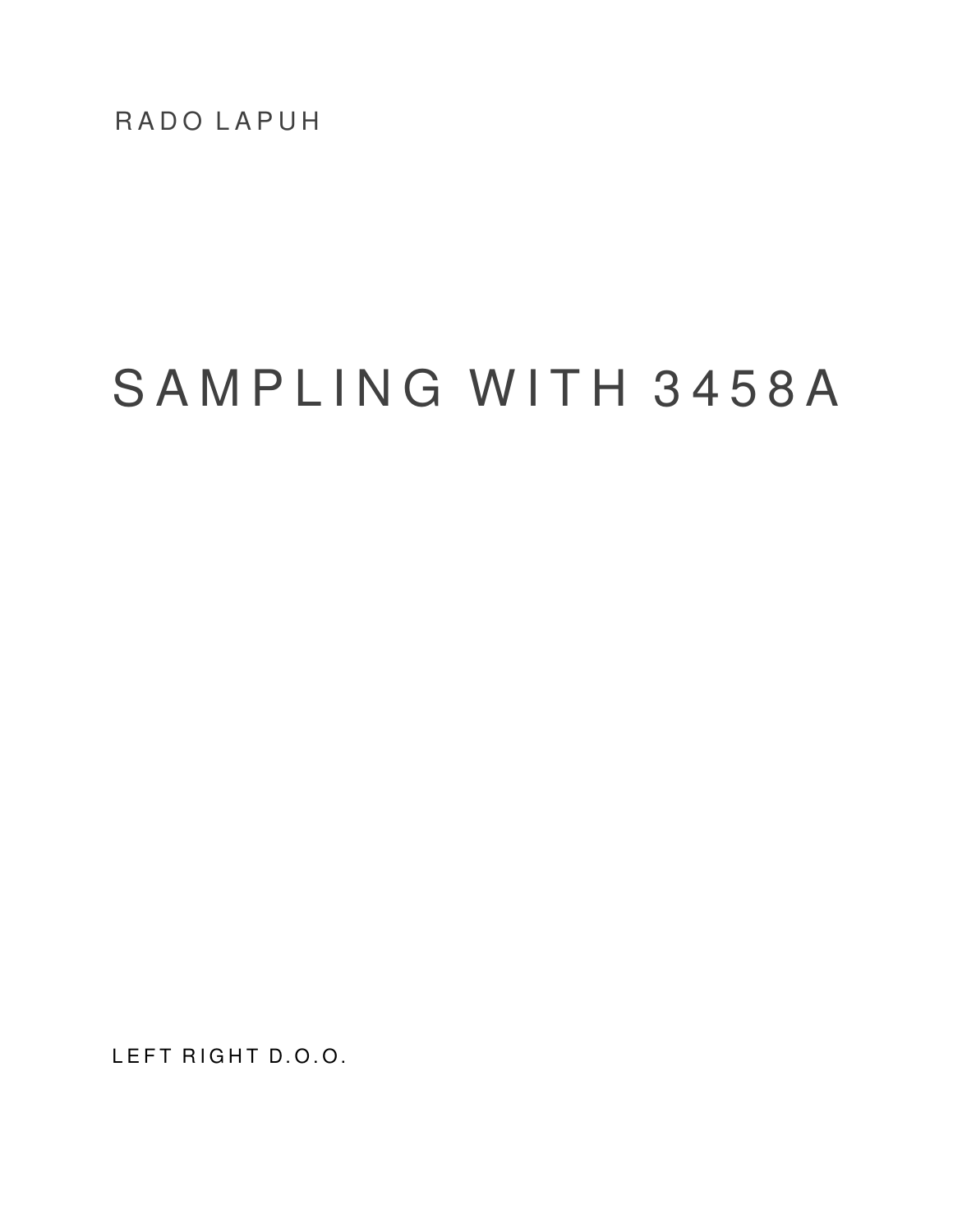RADO LAPUH

# SAMPLING WITH 3458A

LEFT RIGHT D.O.O.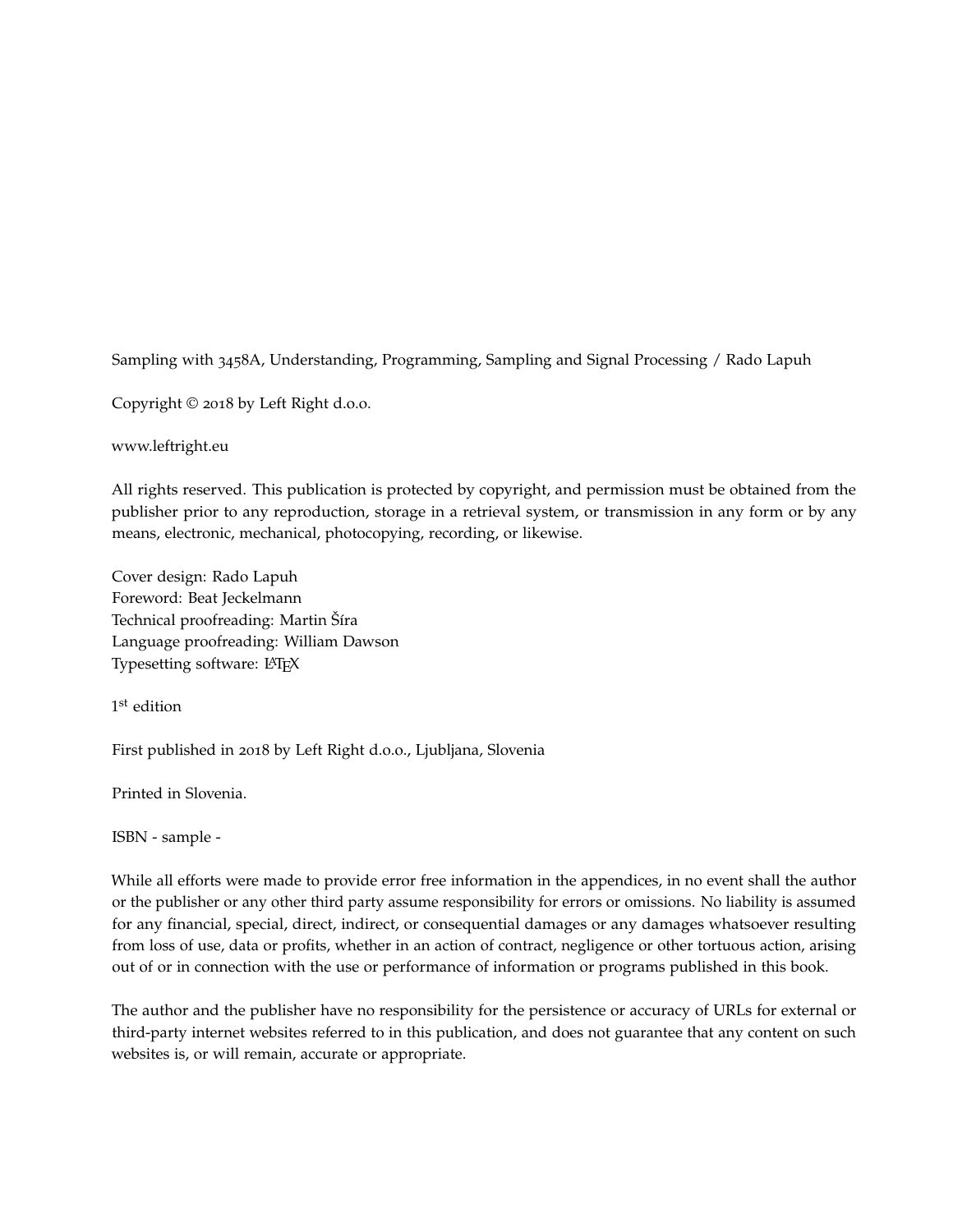Sampling with 3458A, Understanding, Programming, Sampling and Signal Processing / Rado Lapuh

Copyright © 2018 by Left Right d.o.o.

www.leftright.eu

All rights reserved. This publication is protected by copyright, and permission must be obtained from the publisher prior to any reproduction, storage in a retrieval system, or transmission in any form or by any means, electronic, mechanical, photocopying, recording, or likewise.

Cover design: Rado Lapuh
Foreword: Beat Jeckelmann
Technical proofreading: Martin Šíra
Language proofreading: William Dawson
Typesetting software: LaTeX

1st edition

First published in 2018 by Left Right d.o.o., Ljubljana, Slovenia

Printed in Slovenia.

ISBN - sample -

While all efforts were made to provide error free information in the appendices, in no event shall the author or the publisher or any other third party assume responsibility for errors or omissions. No liability is assumed for any financial, special, direct, indirect, or consequential damages or any damages whatsoever resulting from loss of use, data or profits, whether in an action of contract, negligence or other tortuous action, arising out of or in connection with the use or performance of information or programs published in this book.

The author and the publisher have no responsibility for the persistence or accuracy of URLs for external or third-party internet websites referred to in this publication, and does not guarantee that any content on such websites is, or will remain, accurate or appropriate.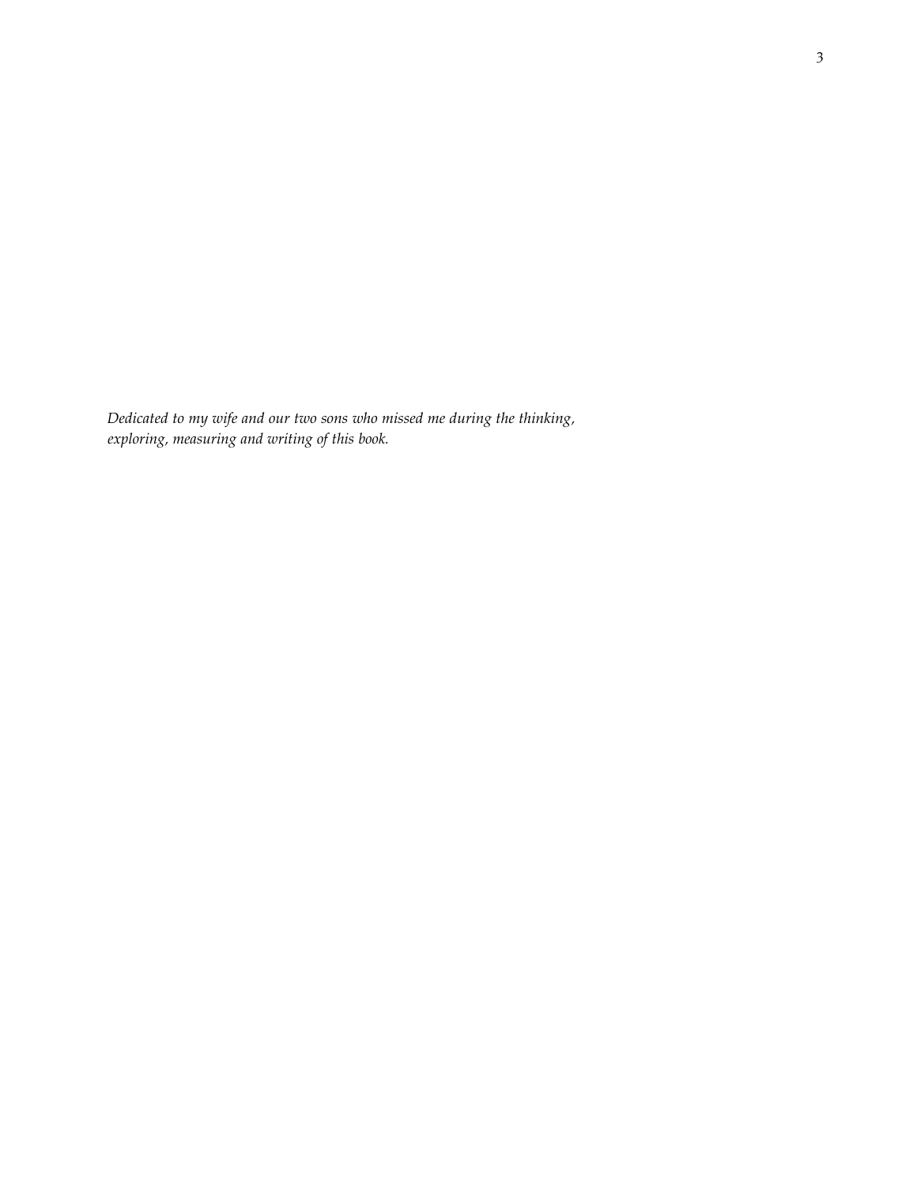*Dedicated to my wife and our two sons who missed me during the thinking, exploring, measuring and writing of this book.*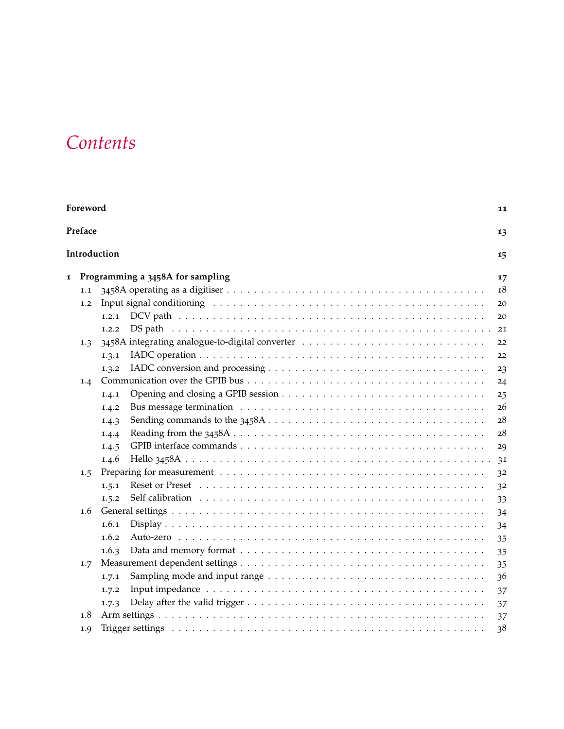# *Contents*

**Foreword** 11

**Preface** 13

**Introduction** 15

**1 Programming a 3458A for sampling** 17

- 1.1 3458A operating as a digitiser . . . . . 18
- 1.2 Input signal conditioning . . . . . 20
  - 1.2.1 DCV path . . . . . 20
  - 1.2.2 DS path . . . . . 21
- 1.3 3458A integrating analogue-to-digital converter . . . . . 22
  - 1.3.1 IADC operation . . . . . 22
  - 1.3.2 IADC conversion and processing . . . . . 23
- 1.4 Communication over the GPIB bus . . . . . 24
  - 1.4.1 Opening and closing a GPIB session . . . . . 25
  - 1.4.2 Bus message termination . . . . . 26
  - 1.4.3 Sending commands to the 3458A . . . . . 28
  - 1.4.4 Reading from the 3458A . . . . . 28
  - 1.4.5 GPIB interface commands . . . . . 29
  - 1.4.6 Hello 3458A . . . . . 31
- 1.5 Preparing for measurement . . . . . 32
  - 1.5.1 Reset or Preset . . . . . 32
  - 1.5.2 Self calibration . . . . . 33
- 1.6 General settings . . . . . 34
  - 1.6.1 Display . . . . . 34
  - 1.6.2 Auto-zero . . . . . 35
  - 1.6.3 Data and memory format . . . . . 35
- 1.7 Measurement dependent settings . . . . . 35
  - 1.7.1 Sampling mode and input range . . . . . 36
  - 1.7.2 Input impedance . . . . . 37
  - 1.7.3 Delay after the valid trigger . . . . . 37
- 1.8 Arm settings . . . . . 37
- 1.9 Trigger settings . . . . . 38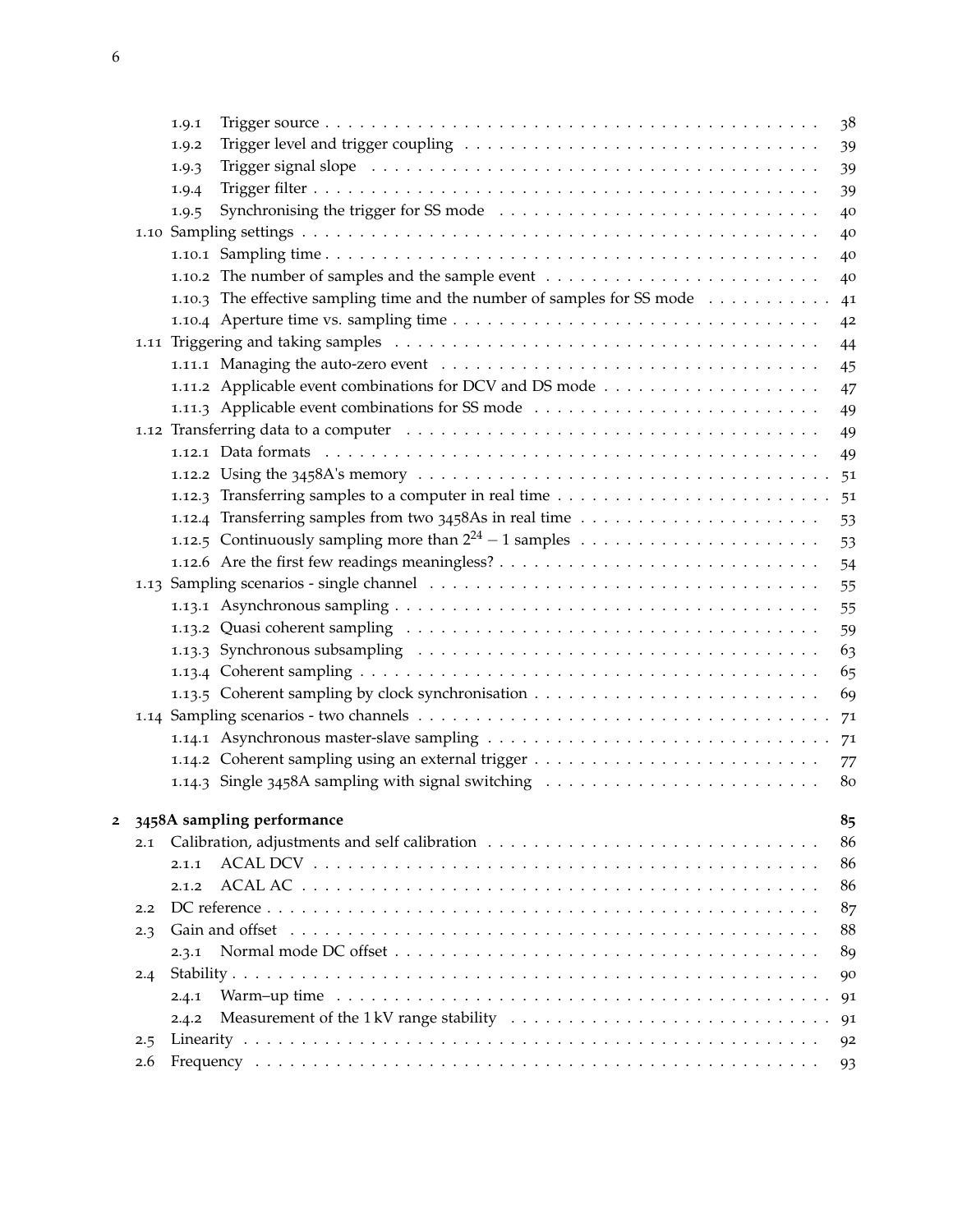- 1.9.1 Trigger source . . . . . . . . . . 38
- 1.9.2 Trigger level and trigger coupling . . . . . . . . . . 39
- 1.9.3 Trigger signal slope . . . . . . . . . . 39
- 1.9.4 Trigger filter . . . . . . . . . . 39
- 1.9.5 Synchronising the trigger for SS mode . . . . . . . . . . 40

1.10 Sampling settings . . . . . . . . . . 40

- 1.10.1 Sampling time . . . . . . . . . . 40
- 1.10.2 The number of samples and the sample event . . . . . . . . . . 40
- 1.10.3 The effective sampling time and the number of samples for SS mode . . . . . . . . . . 41
- 1.10.4 Aperture time vs. sampling time . . . . . . . . . . 42

1.11 Triggering and taking samples . . . . . . . . . . 44

- 1.11.1 Managing the auto-zero event . . . . . . . . . . 45
- 1.11.2 Applicable event combinations for DCV and DS mode . . . . . . . . . . 47
- 1.11.3 Applicable event combinations for SS mode . . . . . . . . . . 49

1.12 Transferring data to a computer . . . . . . . . . . 49

- 1.12.1 Data formats . . . . . . . . . . 49
- 1.12.2 Using the 3458A's memory . . . . . . . . . . 51
- 1.12.3 Transferring samples to a computer in real time . . . . . . . . . . 51
- 1.12.4 Transferring samples from two 3458As in real time . . . . . . . . . . 53
- 1.12.5 Continuously sampling more than $2^{24}-1$ samples . . . . . . . . . . 53
- 1.12.6 Are the first few readings meaningless? . . . . . . . . . . 54

1.13 Sampling scenarios - single channel . . . . . . . . . . 55

- 1.13.1 Asynchronous sampling . . . . . . . . . . 55
- 1.13.2 Quasi coherent sampling . . . . . . . . . . 59
- 1.13.3 Synchronous subsampling . . . . . . . . . . 63
- 1.13.4 Coherent sampling . . . . . . . . . . 65
- 1.13.5 Coherent sampling by clock synchronisation . . . . . . . . . . 69

1.14 Sampling scenarios - two channels . . . . . . . . . . 71

- 1.14.1 Asynchronous master-slave sampling . . . . . . . . . . 71
- 1.14.2 Coherent sampling using an external trigger . . . . . . . . . . 77
- 1.14.3 Single 3458A sampling with signal switching . . . . . . . . . . 80

**2 3458A sampling performance** **85**

2.1 Calibration, adjustments and self calibration . . . . . . . . . . 86

- 2.1.1 ACAL DCV . . . . . . . . . . 86
- 2.1.2 ACAL AC . . . . . . . . . . 86

2.2 DC reference . . . . . . . . . . 87

2.3 Gain and offset . . . . . . . . . . 88

- 2.3.1 Normal mode DC offset . . . . . . . . . . 89

2.4 Stability . . . . . . . . . . 90

- 2.4.1 Warm–up time . . . . . . . . . . 91
- 2.4.2 Measurement of the 1 kV range stability . . . . . . . . . . 91

2.5 Linearity . . . . . . . . . . 92

2.6 Frequency . . . . . . . . . . 93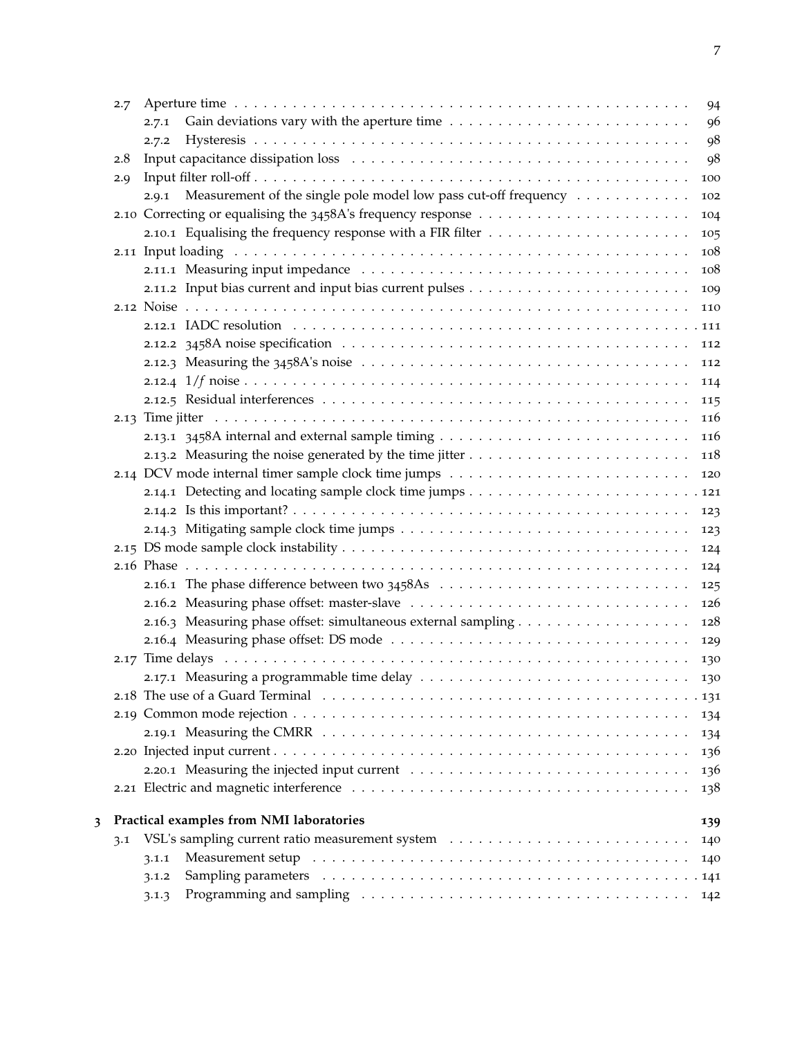- 2.7 Aperture time . . . 94
  - 2.7.1 Gain deviations vary with the aperture time . . . 96
  - 2.7.2 Hysteresis . . . 98
- 2.8 Input capacitance dissipation loss . . . 98
- 2.9 Input filter roll-off . . . 100
  - 2.9.1 Measurement of the single pole model low pass cut-off frequency . . . 102
- 2.10 Correcting or equalising the 3458A's frequency response . . . 104
  - 2.10.1 Equalising the frequency response with a FIR filter . . . 105
- 2.11 Input loading . . . 108
  - 2.11.1 Measuring input impedance . . . 108
  - 2.11.2 Input bias current and input bias current pulses . . . 109
- 2.12 Noise . . . 110
  - 2.12.1 IADC resolution . . . 111
  - 2.12.2 3458A noise specification . . . 112
  - 2.12.3 Measuring the 3458A's noise . . . 112
  - 2.12.4 $1/f$ noise . . . 114
  - 2.12.5 Residual interferences . . . 115
- 2.13 Time jitter . . . 116
  - 2.13.1 3458A internal and external sample timing . . . 116
  - 2.13.2 Measuring the noise generated by the time jitter . . . 118
- 2.14 DCV mode internal timer sample clock time jumps . . . 120
  - 2.14.1 Detecting and locating sample clock time jumps . . . 121
  - 2.14.2 Is this important? . . . 123
  - 2.14.3 Mitigating sample clock time jumps . . . 123
- 2.15 DS mode sample clock instability . . . 124
- 2.16 Phase . . . 124
  - 2.16.1 The phase difference between two 3458As . . . 125
  - 2.16.2 Measuring phase offset: master-slave . . . 126
  - 2.16.3 Measuring phase offset: simultaneous external sampling . . . 128
  - 2.16.4 Measuring phase offset: DS mode . . . 129
- 2.17 Time delays . . . 130
  - 2.17.1 Measuring a programmable time delay . . . 130
- 2.18 The use of a Guard Terminal . . . 131
- 2.19 Common mode rejection . . . 134
  - 2.19.1 Measuring the CMRR . . . 134
- 2.20 Injected input current . . . 136
  - 2.20.1 Measuring the injected input current . . . 136
- 2.21 Electric and magnetic interference . . . 138

**3 Practical examples from NMI laboratories . . . 139**

- 3.1 VSL's sampling current ratio measurement system . . . 140
  - 3.1.1 Measurement setup . . . 140
  - 3.1.2 Sampling parameters . . . 141
  - 3.1.3 Programming and sampling . . . 142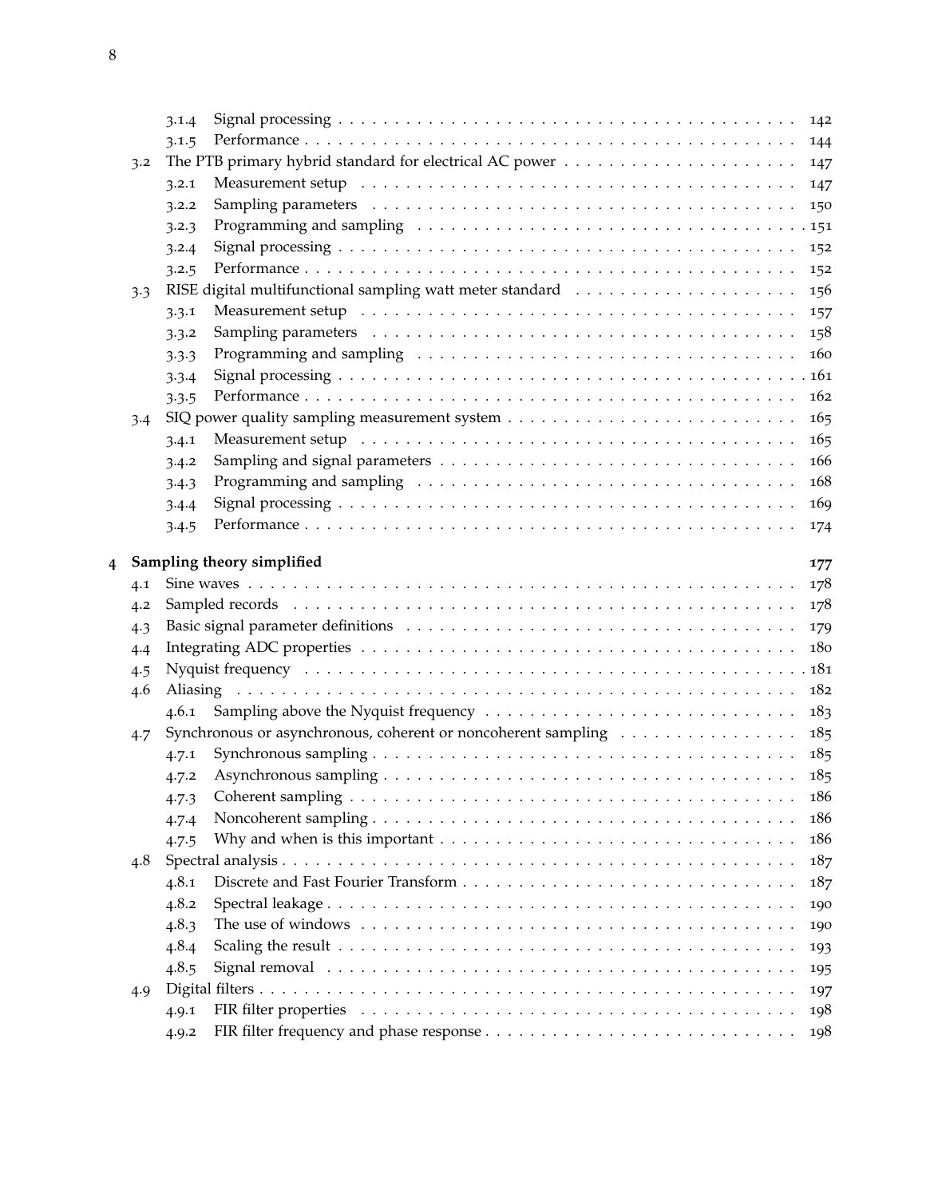- 3.1.4 Signal processing . . . . . . . . . . 142
- 3.1.5 Performance . . . . . . . . . . 144
- 3.2 The PTB primary hybrid standard for electrical AC power . . . . . . . . . . 147
  - 3.2.1 Measurement setup . . . . . . . . . . 147
  - 3.2.2 Sampling parameters . . . . . . . . . . 150
  - 3.2.3 Programming and sampling . . . . . . . . . . 151
  - 3.2.4 Signal processing . . . . . . . . . . 152
  - 3.2.5 Performance . . . . . . . . . . 152
- 3.3 RISE digital multifunctional sampling watt meter standard . . . . . . . . . . 156
  - 3.3.1 Measurement setup . . . . . . . . . . 157
  - 3.3.2 Sampling parameters . . . . . . . . . . 158
  - 3.3.3 Programming and sampling . . . . . . . . . . 160
  - 3.3.4 Signal processing . . . . . . . . . . 161
  - 3.3.5 Performance . . . . . . . . . . 162
- 3.4 SIQ power quality sampling measurement system . . . . . . . . . . 165
  - 3.4.1 Measurement setup . . . . . . . . . . 165
  - 3.4.2 Sampling and signal parameters . . . . . . . . . . 166
  - 3.4.3 Programming and sampling . . . . . . . . . . 168
  - 3.4.4 Signal processing . . . . . . . . . . 169
  - 3.4.5 Performance . . . . . . . . . . 174

**4 Sampling theory simplified** **177**

- 4.1 Sine waves . . . . . . . . . . 178
- 4.2 Sampled records . . . . . . . . . . 178
- 4.3 Basic signal parameter definitions . . . . . . . . . . 179
- 4.4 Integrating ADC properties . . . . . . . . . . 180
- 4.5 Nyquist frequency . . . . . . . . . . 181
- 4.6 Aliasing . . . . . . . . . . 182
  - 4.6.1 Sampling above the Nyquist frequency . . . . . . . . . . 183
- 4.7 Synchronous or asynchronous, coherent or noncoherent sampling . . . . . . . . . . 185
  - 4.7.1 Synchronous sampling . . . . . . . . . . 185
  - 4.7.2 Asynchronous sampling . . . . . . . . . . 185
  - 4.7.3 Coherent sampling . . . . . . . . . . 186
  - 4.7.4 Noncoherent sampling . . . . . . . . . . 186
  - 4.7.5 Why and when is this important . . . . . . . . . . 186
- 4.8 Spectral analysis . . . . . . . . . . 187
  - 4.8.1 Discrete and Fast Fourier Transform . . . . . . . . . . 187
  - 4.8.2 Spectral leakage . . . . . . . . . . 190
  - 4.8.3 The use of windows . . . . . . . . . . 190
  - 4.8.4 Scaling the result . . . . . . . . . . 193
  - 4.8.5 Signal removal . . . . . . . . . . 195
- 4.9 Digital filters . . . . . . . . . . 197
  - 4.9.1 FIR filter properties . . . . . . . . . . 198
  - 4.9.2 FIR filter frequency and phase response . . . . . . . . . . 198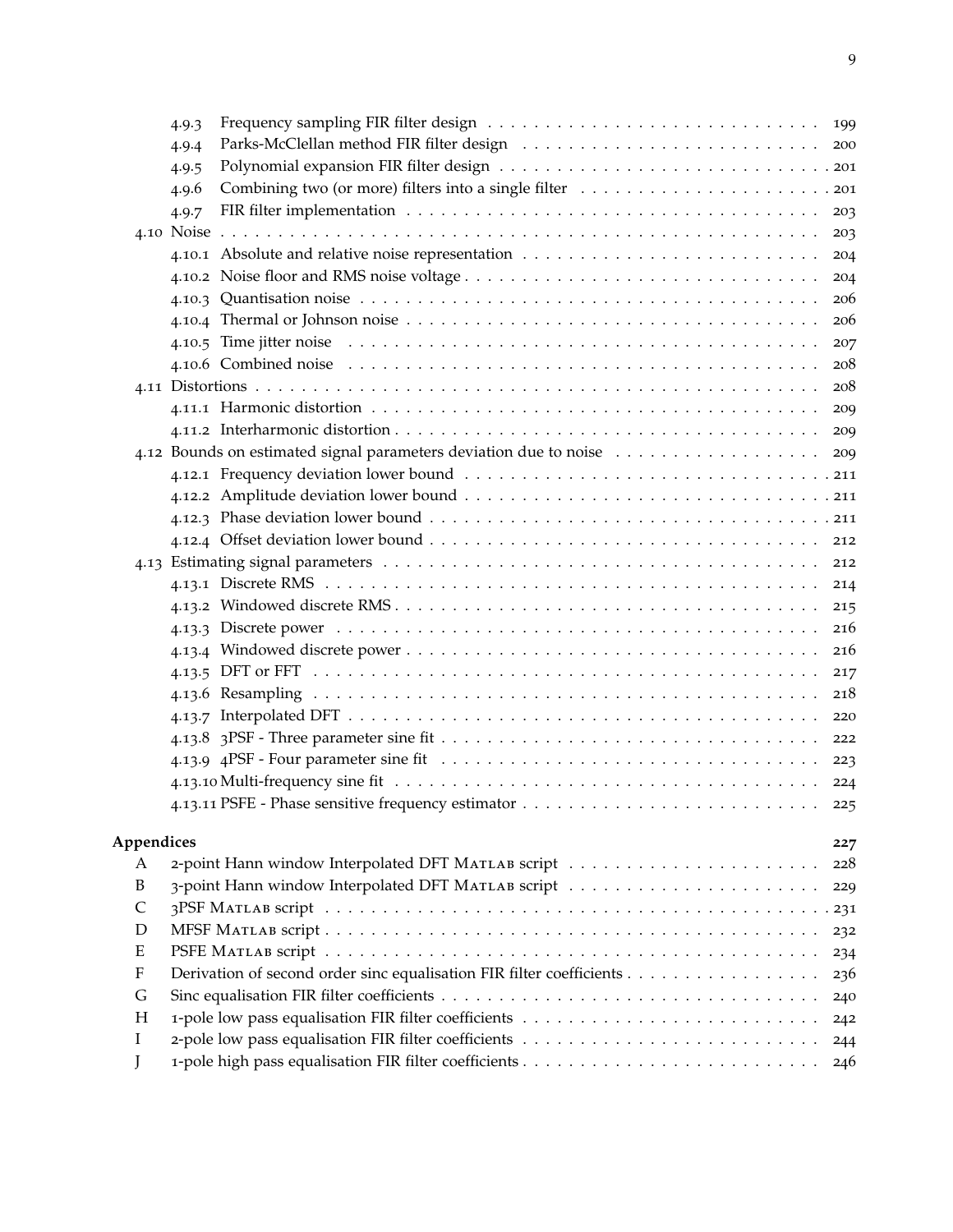- 4.9.3 Frequency sampling FIR filter design . . . . . . . . . . . . . . . . . . . . . . . . . . . . 199
- 4.9.4 Parks-McClellan method FIR filter design . . . . . . . . . . . . . . . . . . . . . . . . 200
- 4.9.5 Polynomial expansion FIR filter design . . . . . . . . . . . . . . . . . . . . . . . . . . 201
- 4.9.6 Combining two (or more) filters into a single filter . . . . . . . . . . . . . . . . . . . . 201
- 4.9.7 FIR filter implementation . . . . . . . . . . . . . . . . . . . . . . . . . . . . . . . . . 203

4.10 Noise . . . . . . . . . . . . . . . . . . . . . . . . . . . . . . . . . . . . . . . . . . . . . . 203

- 4.10.1 Absolute and relative noise representation . . . . . . . . . . . . . . . . . . . . . . . 204
- 4.10.2 Noise floor and RMS noise voltage . . . . . . . . . . . . . . . . . . . . . . . . . . . . 204
- 4.10.3 Quantisation noise . . . . . . . . . . . . . . . . . . . . . . . . . . . . . . . . . . . . . 206
- 4.10.4 Thermal or Johnson noise . . . . . . . . . . . . . . . . . . . . . . . . . . . . . . . . . 206
- 4.10.5 Time jitter noise . . . . . . . . . . . . . . . . . . . . . . . . . . . . . . . . . . . . . . 207
- 4.10.6 Combined noise . . . . . . . . . . . . . . . . . . . . . . . . . . . . . . . . . . . . . . 208

4.11 Distortions . . . . . . . . . . . . . . . . . . . . . . . . . . . . . . . . . . . . . . . . . . . 208

- 4.11.1 Harmonic distortion . . . . . . . . . . . . . . . . . . . . . . . . . . . . . . . . . . . . 209
- 4.11.2 Interharmonic distortion . . . . . . . . . . . . . . . . . . . . . . . . . . . . . . . . . 209

4.12 Bounds on estimated signal parameters deviation due to noise . . . . . . . . . . . . . . . . 209

- 4.12.1 Frequency deviation lower bound . . . . . . . . . . . . . . . . . . . . . . . . . . . . . 211
- 4.12.2 Amplitude deviation lower bound . . . . . . . . . . . . . . . . . . . . . . . . . . . . . 211
- 4.12.3 Phase deviation lower bound . . . . . . . . . . . . . . . . . . . . . . . . . . . . . . . 211
- 4.12.4 Offset deviation lower bound . . . . . . . . . . . . . . . . . . . . . . . . . . . . . . . 212

4.13 Estimating signal parameters . . . . . . . . . . . . . . . . . . . . . . . . . . . . . . . . . 212

- 4.13.1 Discrete RMS . . . . . . . . . . . . . . . . . . . . . . . . . . . . . . . . . . . . . . . 214
- 4.13.2 Windowed discrete RMS . . . . . . . . . . . . . . . . . . . . . . . . . . . . . . . . . . 215
- 4.13.3 Discrete power . . . . . . . . . . . . . . . . . . . . . . . . . . . . . . . . . . . . . . 216
- 4.13.4 Windowed discrete power . . . . . . . . . . . . . . . . . . . . . . . . . . . . . . . . . 216
- 4.13.5 DFT or FFT . . . . . . . . . . . . . . . . . . . . . . . . . . . . . . . . . . . . . . . . 217
- 4.13.6 Resampling . . . . . . . . . . . . . . . . . . . . . . . . . . . . . . . . . . . . . . . . 218
- 4.13.7 Interpolated DFT . . . . . . . . . . . . . . . . . . . . . . . . . . . . . . . . . . . . . 220
- 4.13.8 3PSF - Three parameter sine fit . . . . . . . . . . . . . . . . . . . . . . . . . . . . . . 222
- 4.13.9 4PSF - Four parameter sine fit . . . . . . . . . . . . . . . . . . . . . . . . . . . . . . 223
- 4.13.10 Multi-frequency sine fit . . . . . . . . . . . . . . . . . . . . . . . . . . . . . . . . . . 224
- 4.13.11 PSFE - Phase sensitive frequency estimator . . . . . . . . . . . . . . . . . . . . . . . . 225

**Appendices** **227**

- A 2-point Hann window Interpolated DFT MATLAB script . . . . . . . . . . . . . . . . . . . . 228
- B 3-point Hann window Interpolated DFT MATLAB script . . . . . . . . . . . . . . . . . . . . 229
- C 3PSF MATLAB script . . . . . . . . . . . . . . . . . . . . . . . . . . . . . . . . . . . . . . 231
- D MFSF MATLAB script . . . . . . . . . . . . . . . . . . . . . . . . . . . . . . . . . . . . . . 232
- E PSFE MATLAB script . . . . . . . . . . . . . . . . . . . . . . . . . . . . . . . . . . . . . . 234
- F Derivation of second order sinc equalisation FIR filter coefficients . . . . . . . . . . . . . . 236
- G Sinc equalisation FIR filter coefficients . . . . . . . . . . . . . . . . . . . . . . . . . . . . 240
- H 1-pole low pass equalisation FIR filter coefficients . . . . . . . . . . . . . . . . . . . . . . 242
- I 2-pole low pass equalisation FIR filter coefficients . . . . . . . . . . . . . . . . . . . . . . 244
- J 1-pole high pass equalisation FIR filter coefficients . . . . . . . . . . . . . . . . . . . . . . 246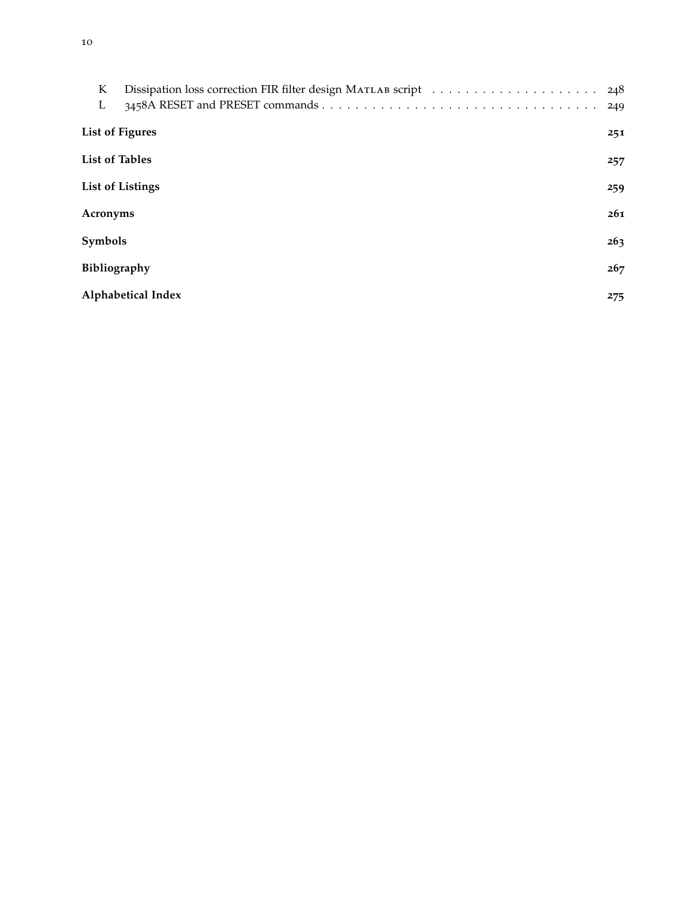K Dissipation loss correction FIR filter design MATLAB script . . . . . . . . . . . . . . . . . . . . 248
L 3458A RESET and PRESET commands . . . . . . . . . . . . . . . . . . . . . . . . . . . . . . . . . 249

**List of Figures** 251

**List of Tables** 257

**List of Listings** 259

**Acronyms** 261

**Symbols** 263

**Bibliography** 267

**Alphabetical Index** 275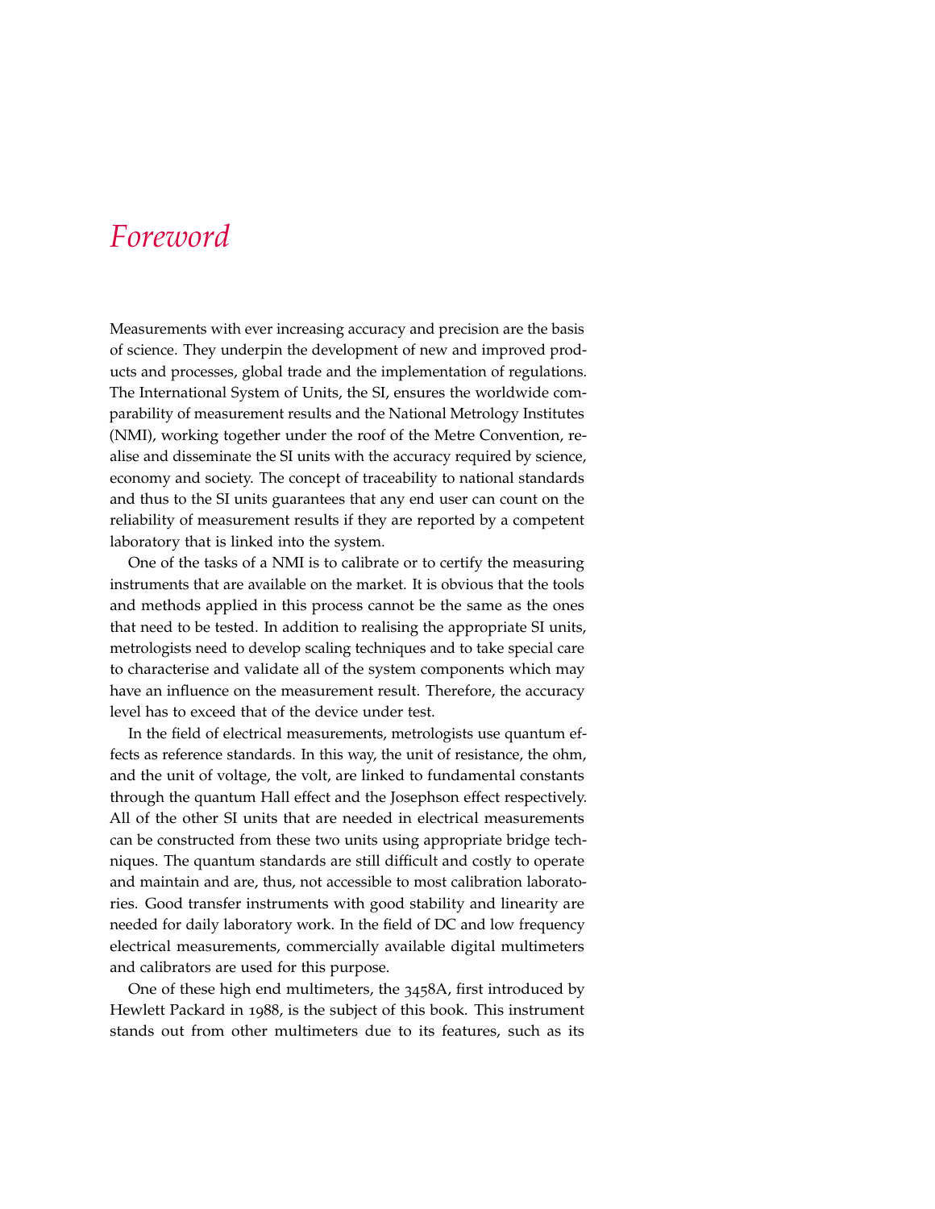# *Foreword*

Measurements with ever increasing accuracy and precision are the basis of science. They underpin the development of new and improved products and processes, global trade and the implementation of regulations. The International System of Units, the SI, ensures the worldwide comparability of measurement results and the National Metrology Institutes (NMI), working together under the roof of the Metre Convention, realise and disseminate the SI units with the accuracy required by science, economy and society. The concept of traceability to national standards and thus to the SI units guarantees that any end user can count on the reliability of measurement results if they are reported by a competent laboratory that is linked into the system.

One of the tasks of a NMI is to calibrate or to certify the measuring instruments that are available on the market. It is obvious that the tools and methods applied in this process cannot be the same as the ones that need to be tested. In addition to realising the appropriate SI units, metrologists need to develop scaling techniques and to take special care to characterise and validate all of the system components which may have an influence on the measurement result. Therefore, the accuracy level has to exceed that of the device under test.

In the field of electrical measurements, metrologists use quantum effects as reference standards. In this way, the unit of resistance, the ohm, and the unit of voltage, the volt, are linked to fundamental constants through the quantum Hall effect and the Josephson effect respectively. All of the other SI units that are needed in electrical measurements can be constructed from these two units using appropriate bridge techniques. The quantum standards are still difficult and costly to operate and maintain and are, thus, not accessible to most calibration laboratories. Good transfer instruments with good stability and linearity are needed for daily laboratory work. In the field of DC and low frequency electrical measurements, commercially available digital multimeters and calibrators are used for this purpose.

One of these high end multimeters, the 3458A, first introduced by Hewlett Packard in 1988, is the subject of this book. This instrument stands out from other multimeters due to its features, such as its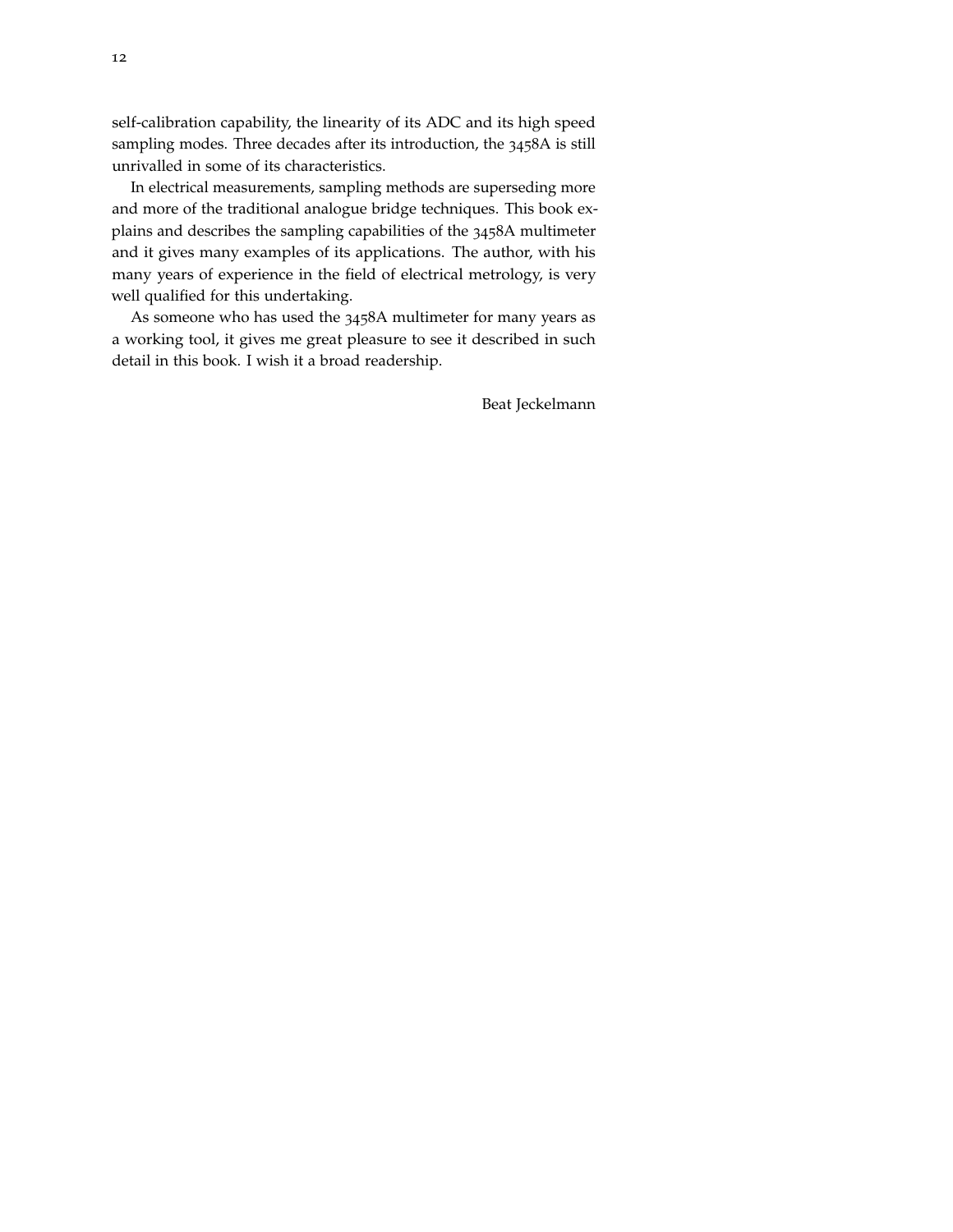self-calibration capability, the linearity of its ADC and its high speed sampling modes. Three decades after its introduction, the 3458A is still unrivalled in some of its characteristics.

In electrical measurements, sampling methods are superseding more and more of the traditional analogue bridge techniques. This book explains and describes the sampling capabilities of the 3458A multimeter and it gives many examples of its applications. The author, with his many years of experience in the field of electrical metrology, is very well qualified for this undertaking.

As someone who has used the 3458A multimeter for many years as a working tool, it gives me great pleasure to see it described in such detail in this book. I wish it a broad readership.

Beat Jeckelmann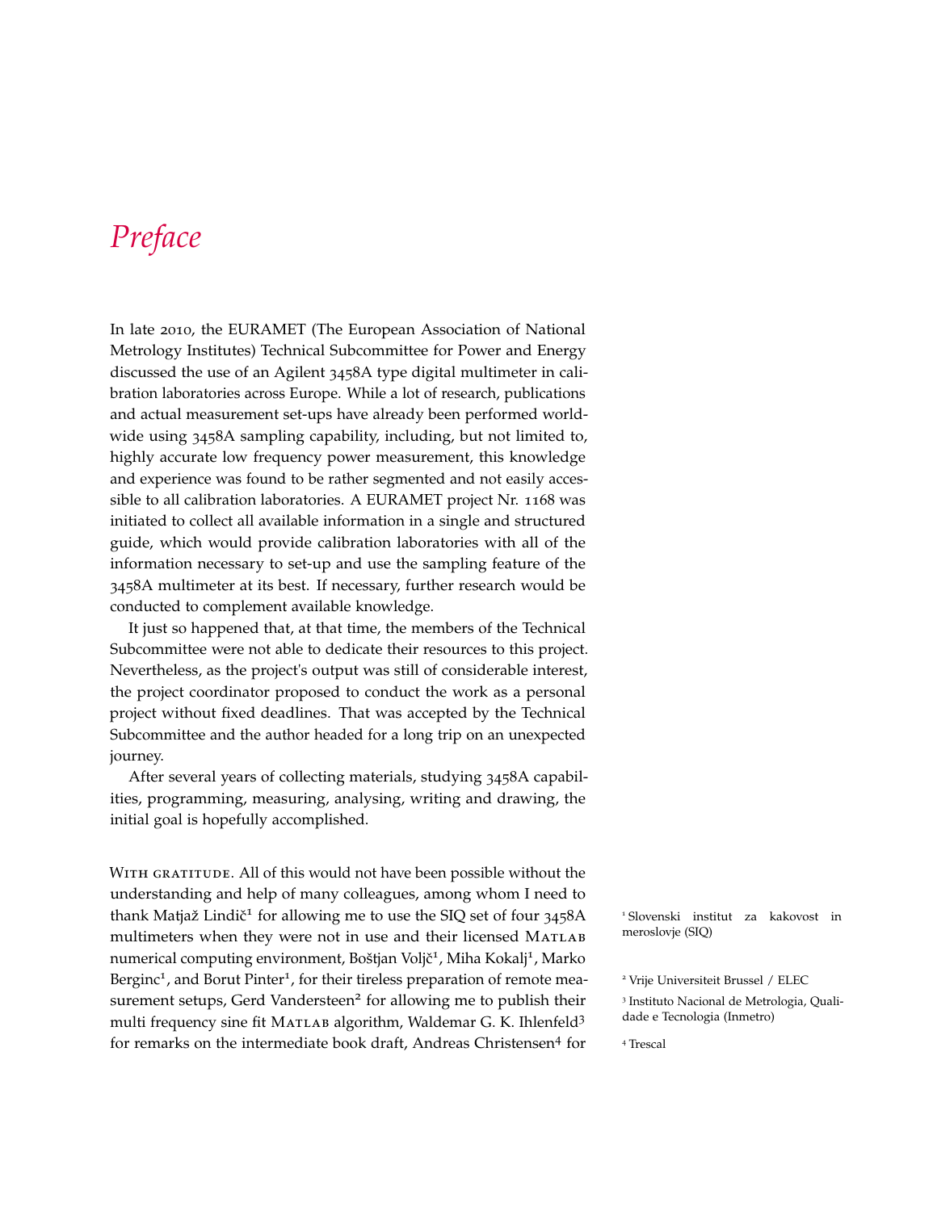# Preface

In late 2010, the EURAMET (The European Association of National Metrology Institutes) Technical Subcommittee for Power and Energy discussed the use of an Agilent 3458A type digital multimeter in calibration laboratories across Europe. While a lot of research, publications and actual measurement set-ups have already been performed worldwide using 3458A sampling capability, including, but not limited to, highly accurate low frequency power measurement, this knowledge and experience was found to be rather segmented and not easily accessible to all calibration laboratories. A EURAMET project Nr. 1168 was initiated to collect all available information in a single and structured guide, which would provide calibration laboratories with all of the information necessary to set-up and use the sampling feature of the 3458A multimeter at its best. If necessary, further research would be conducted to complement available knowledge.

It just so happened that, at that time, the members of the Technical Subcommittee were not able to dedicate their resources to this project. Nevertheless, as the project's output was still of considerable interest, the project coordinator proposed to conduct the work as a personal project without fixed deadlines. That was accepted by the Technical Subcommittee and the author headed for a long trip on an unexpected journey.

After several years of collecting materials, studying 3458A capabilities, programming, measuring, analysing, writing and drawing, the initial goal is hopefully accomplished.

WITH GRATITUDE. All of this would not have been possible without the understanding and help of many colleagues, among whom I need to thank Matjaž Lindič[1] for allowing me to use the SIQ set of four 3458A multimeters when they were not in use and their licensed MATLAB numerical computing environment, Boštjan Voljč[1], Miha Kokalj[1], Marko Berginc[1], and Borut Pinter[1], for their tireless preparation of remote measurement setups, Gerd Vandersteen[2] for allowing me to publish their multi frequency sine fit MATLAB algorithm, Waldemar G. K. Ihlenfeld[3] for remarks on the intermediate book draft, Andreas Christensen[4] for

[1] Slovenski institut za kakovost in meroslovje (SIQ)

[2] Vrije Universiteit Brussel / ELEC

[3] Instituto Nacional de Metrologia, Qualidade e Tecnologia (Inmetro)

[4] Trescal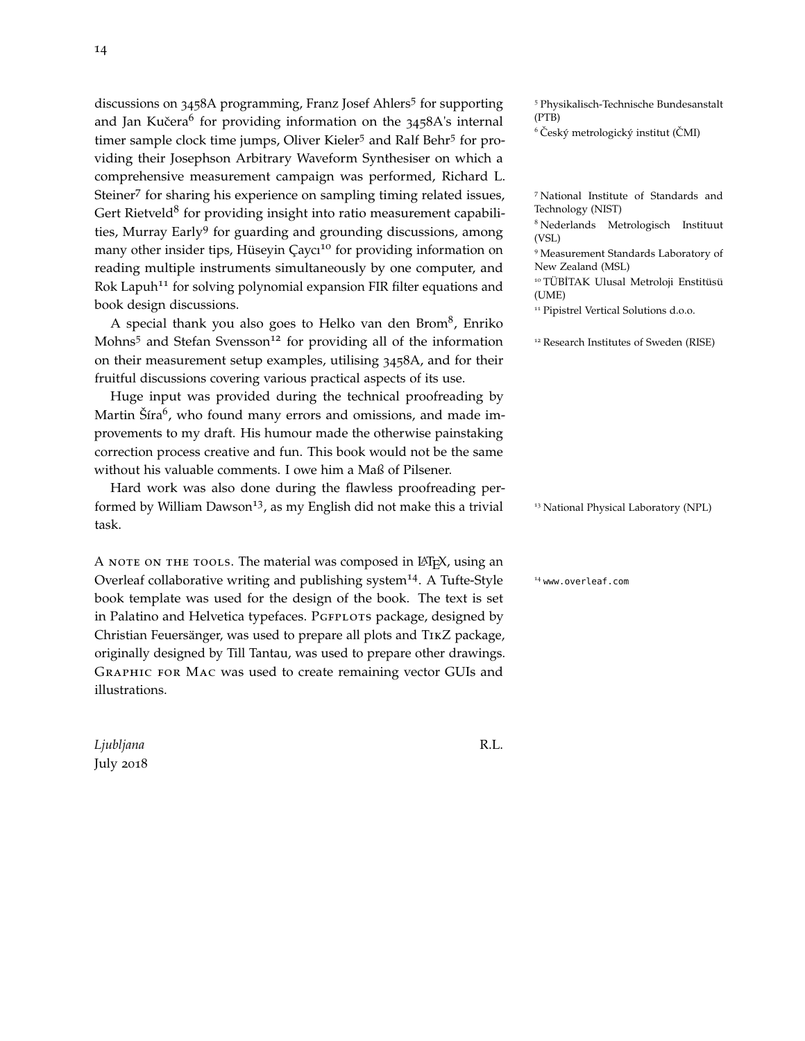discussions on 3458A programming, Franz Josef Ahlers[5] for supporting and Jan Kučera[6] for providing information on the 3458A's internal timer sample clock time jumps, Oliver Kieler[5] and Ralf Behr[5] for providing their Josephson Arbitrary Waveform Synthesiser on which a comprehensive measurement campaign was performed, Richard L. Steiner[7] for sharing his experience on sampling timing related issues, Gert Rietveld[8] for providing insight into ratio measurement capabilities, Murray Early[9] for guarding and grounding discussions, among many other insider tips, Hüseyin Çaycı[10] for providing information on reading multiple instruments simultaneously by one computer, and Rok Lapuh[11] for solving polynomial expansion FIR filter equations and book design discussions.

[5] Physikalisch-Technische Bundesanstalt (PTB)

[6] Český metrologický institut (ČMI)

[7] National Institute of Standards and Technology (NIST)

[8] Nederlands Metrologisch Instituut (VSL)

[9] Measurement Standards Laboratory of New Zealand (MSL)

[10] TÜBİTAK Ulusal Metroloji Enstitüsü (UME)

[11] Pipistrel Vertical Solutions d.o.o.

A special thank you also goes to Helko van den Brom[8], Enriko Mohns[5] and Stefan Svensson[12] for providing all of the information on their measurement setup examples, utilising 3458A, and for their fruitful discussions covering various practical aspects of its use.

[12] Research Institutes of Sweden (RISE)

Huge input was provided during the technical proofreading by Martin Šíra[6], who found many errors and omissions, and made improvements to my draft. His humour made the otherwise painstaking correction process creative and fun. This book would not be the same without his valuable comments. I owe him a Maß of Pilsener.

Hard work was also done during the flawless proofreading performed by William Dawson[13], as my English did not make this a trivial task.

[13] National Physical Laboratory (NPL)

A note on the tools. The material was composed in LaTeX, using an Overleaf collaborative writing and publishing system[14]. A Tufte-Style book template was used for the design of the book. The text is set in Palatino and Helvetica typefaces. Pgfplots package, designed by Christian Feuersänger, was used to prepare all plots and TikZ package, originally designed by Till Tantau, was used to prepare other drawings. Graphic for Mac was used to create remaining vector GUIs and illustrations.

[14] `www.overleaf.com`

*Ljubljana*
July 2018

R.L.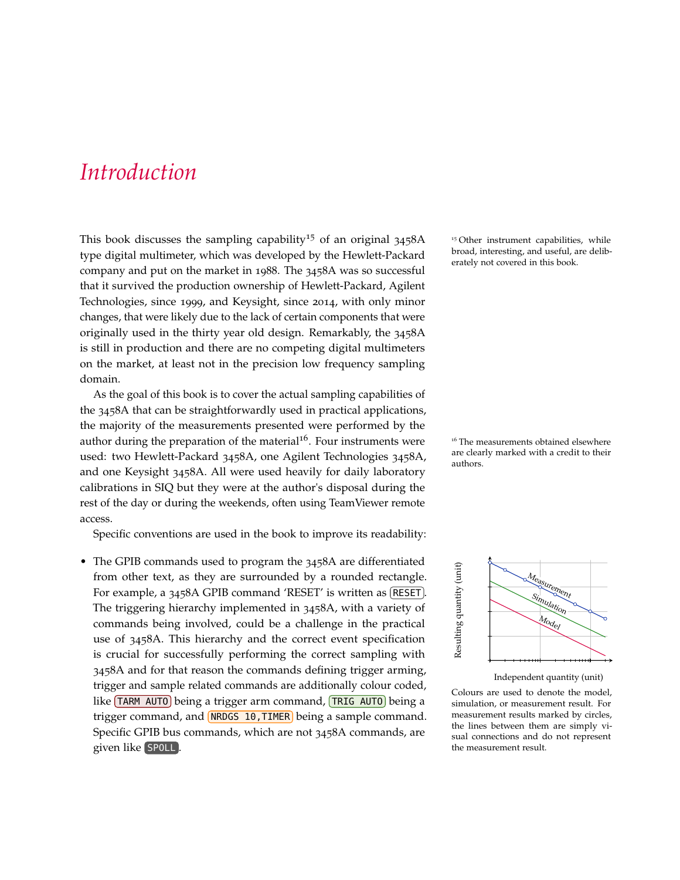# *Introduction*

This book discusses the sampling capability[15] of an original 3458A type digital multimeter, which was developed by the Hewlett-Packard company and put on the market in 1988. The 3458A was so successful that it survived the production ownership of Hewlett-Packard, Agilent Technologies, since 1999, and Keysight, since 2014, with only minor changes, that were likely due to the lack of certain components that were originally used in the thirty year old design. Remarkably, the 3458A is still in production and there are no competing digital multimeters on the market, at least not in the precision low frequency sampling domain.

[15] Other instrument capabilities, while broad, interesting, and useful, are deliberately not covered in this book.

As the goal of this book is to cover the actual sampling capabilities of the 3458A that can be straightforwardly used in practical applications, the majority of the measurements presented were performed by the author during the preparation of the material[16]. Four instruments were used: two Hewlett-Packard 3458A, one Agilent Technologies 3458A, and one Keysight 3458A. All were used heavily for daily laboratory calibrations in SIQ but they were at the author's disposal during the rest of the day or during the weekends, often using TeamViewer remote access.

[16] The measurements obtained elsewhere are clearly marked with a credit to their authors.

Specific conventions are used in the book to improve its readability:

- The GPIB commands used to program the 3458A are differentiated from other text, as they are surrounded by a rounded rectangle. For example, a 3458A GPIB command 'RESET' is written as `RESET`. The triggering hierarchy implemented in 3458A, with a variety of commands being involved, could be a challenge in the practical use of 3458A. This hierarchy and the correct event specification is crucial for successfully performing the correct sampling with 3458A and for that reason the commands defining trigger arming, trigger and sample related commands are additionally colour coded, like `TARM AUTO` being a trigger arm command, `TRIG AUTO` being a trigger command, and `NRDGS 10,TIMER` being a sample command. Specific GPIB bus commands, which are not 3458A commands, are given like `SPOLL`.

Colours are used to denote the model, simulation, or measurement result. For measurement results marked by circles, the lines between them are simply visual connections and do not represent the measurement result.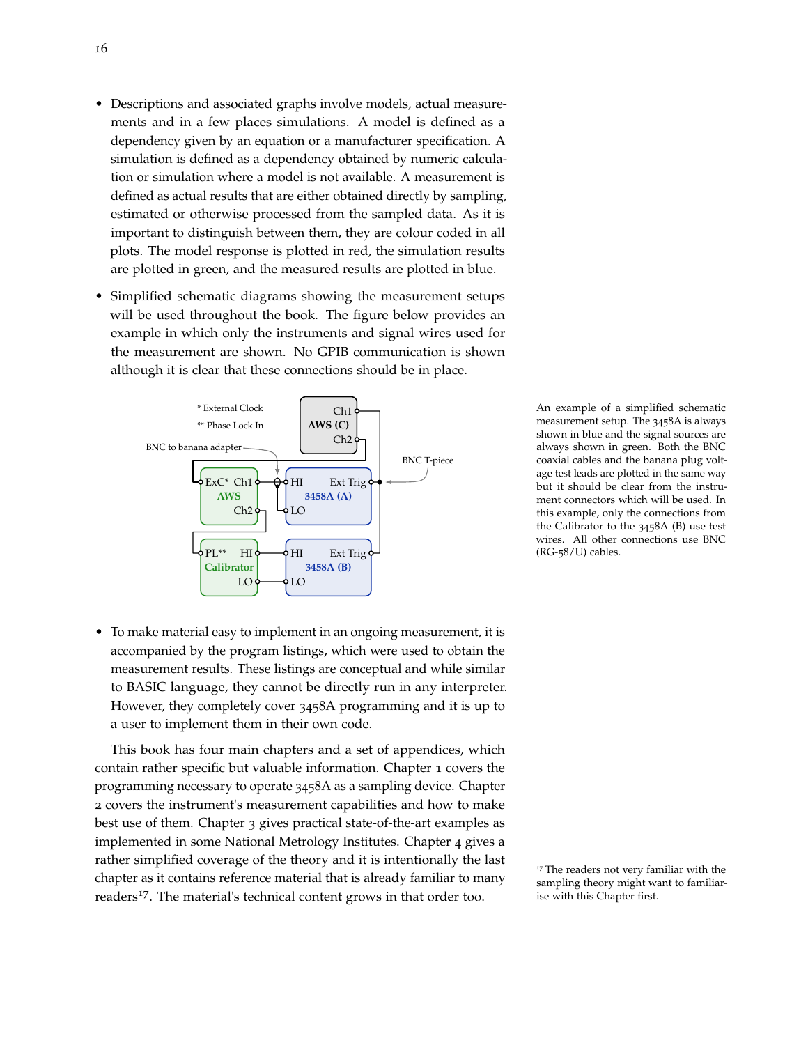- Descriptions and associated graphs involve models, actual measurements and in a few places simulations. A model is defined as a dependency given by an equation or a manufacturer specification. A simulation is defined as a dependency obtained by numeric calculation or simulation where a model is not available. A measurement is defined as actual results that are either obtained directly by sampling, estimated or otherwise processed from the sampled data. As it is important to distinguish between them, they are colour coded in all plots. The model response is plotted in red, the simulation results are plotted in green, and the measured results are plotted in blue.

- Simplified schematic diagrams showing the measurement setups will be used throughout the book. The figure below provides an example in which only the instruments and signal wires used for the measurement are shown. No GPIB communication is shown although it is clear that these connections should be in place.

\* External Clock
\*\* Phase Lock In
BNC to banana adapter
BNC T-piece
AWS (C) Ch1 Ch2
ExC* Ch1 AWS Ch2
HI Ext Trig 3458A (A) LO
PL** HI Calibrator LO
HI Ext Trig 3458A (B) LO

An example of a simplified schematic measurement setup. The 3458A is always shown in blue and the signal sources are always shown in green. Both the BNC coaxial cables and the banana plug voltage test leads are plotted in the same way but it should be clear from the instrument connectors which will be used. In this example, only the connections from the Calibrator to the 3458A (B) use test wires. All other connections use BNC (RG-58/U) cables.

- To make material easy to implement in an ongoing measurement, it is accompanied by the program listings, which were used to obtain the measurement results. These listings are conceptual and while similar to BASIC language, they cannot be directly run in any interpreter. However, they completely cover 3458A programming and it is up to a user to implement them in their own code.

This book has four main chapters and a set of appendices, which contain rather specific but valuable information. Chapter 1 covers the programming necessary to operate 3458A as a sampling device. Chapter 2 covers the instrument's measurement capabilities and how to make best use of them. Chapter 3 gives practical state-of-the-art examples as implemented in some National Metrology Institutes. Chapter 4 gives a rather simplified coverage of the theory and it is intentionally the last chapter as it contains reference material that is already familiar to many readers[17]. The material's technical content grows in that order too.

[17] The readers not very familiar with the sampling theory might want to familiarise with this Chapter first.